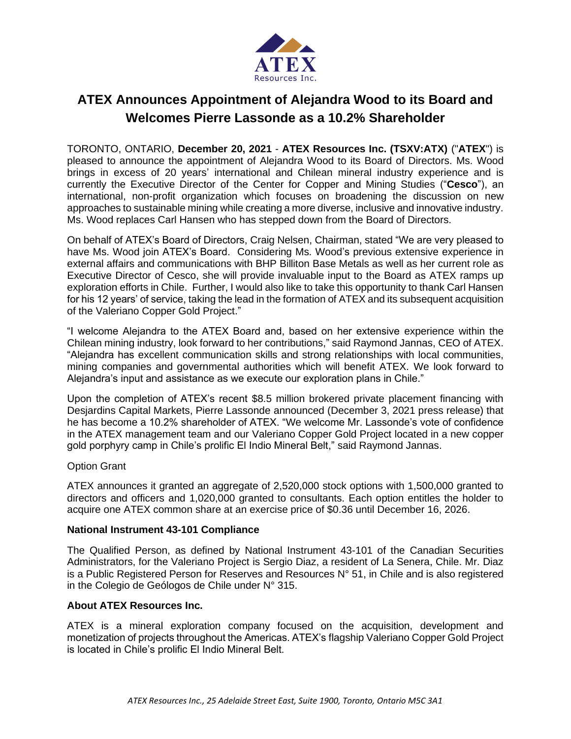# ATEX Announces Appointment of Alejandra Wood to its Board and Welcomes Pierre Lassonde as a 10.2% Shareholder

TORONTO, ONTARIO, **December 20, 2021** - **ATEX Resources Inc. (TSXV:ATX)** ("**ATEX**") is pleased to announce the appointment of Alejandra Wood to its Board of Directors. Ms. Wood brings in excess of 20 years' international and Chilean mineral industry experience and is currently the Executive Director of the Center for Copper and Mining Studies ("**Cesco**"), an international, non-profit organization which focuses on broadening the discussion on new approaches to sustainable mining while creating a more diverse, inclusive and innovative industry. Ms. Wood replaces Carl Hansen who has stepped down from the Board of Directors.

On behalf of ATEX's Board of Directors, Craig Nelsen, Chairman, stated "We are very pleased to have Ms. Wood join ATEX's Board. Considering Ms. Wood's previous extensive experience in external affairs and communications with BHP Billiton Base Metals as well as her current role as Executive Director of Cesco, she will provide invaluable input to the Board as ATEX ramps up exploration efforts in Chile. Further, I would also like to take this opportunity to thank Carl Hansen for his 12 years' of service, taking the lead in the formation of ATEX and its subsequent acquisition of the Valeriano Copper Gold Project."

"I welcome Alejandra to the ATEX Board and, based on her extensive experience within the Chilean mining industry, look forward to her contributions," said Raymond Jannas, CEO of ATEX. "Alejandra has excellent communication skills and strong relationships with local communities, mining companies and governmental authorities which will benefit ATEX. We look forward to Alejandra's input and assistance as we execute our exploration plans in Chile."

Upon the completion of ATEX's recent $8.5 million brokered private placement financing with Desjardins Capital Markets, Pierre Lassonde announced (December 3, 2021 press release) that he has become a 10.2% shareholder of ATEX. "We welcome Mr. Lassonde's vote of confidence in the ATEX management team and our Valeriano Copper Gold Project located in a new copper gold porphyry camp in Chile's prolific El Indio Mineral Belt," said Raymond Jannas.

Option Grant

ATEX announces it granted an aggregate of 2,520,000 stock options with 1,500,000 granted to directors and officers and 1,020,000 granted to consultants. Each option entitles the holder to acquire one ATEX common share at an exercise price of $0.36 until December 16, 2026.

**National Instrument 43-101 Compliance**

The Qualified Person, as defined by National Instrument 43-101 of the Canadian Securities Administrators, for the Valeriano Project is Sergio Diaz, a resident of La Senera, Chile. Mr. Diaz is a Public Registered Person for Reserves and Resources N° 51, in Chile and is also registered in the Colegio de Geólogos de Chile under N° 315.

**About ATEX Resources Inc.**

ATEX is a mineral exploration company focused on the acquisition, development and monetization of projects throughout the Americas. ATEX's flagship Valeriano Copper Gold Project is located in Chile's prolific El Indio Mineral Belt.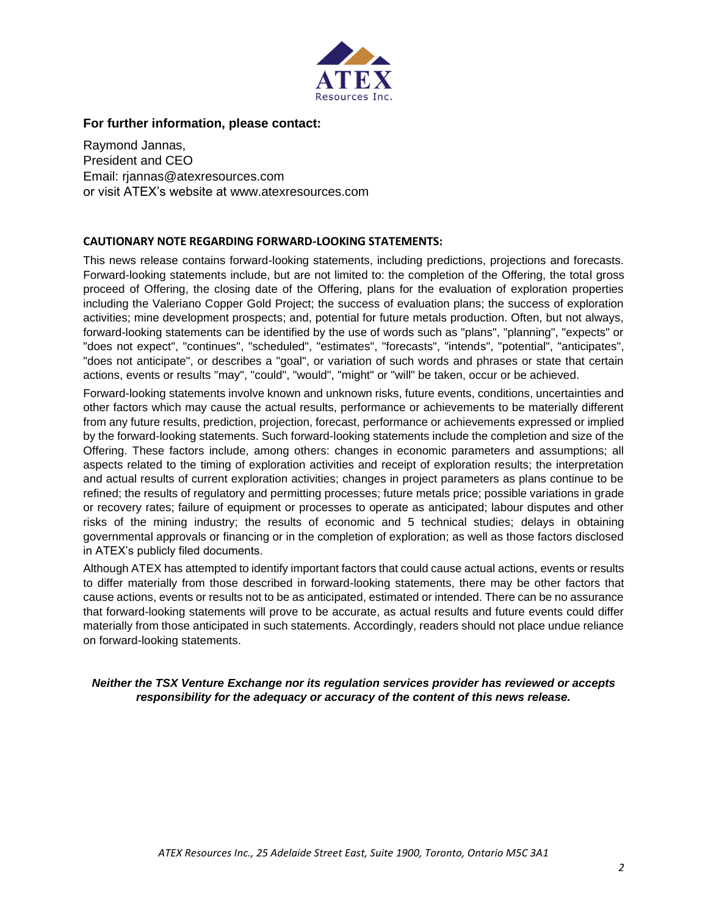**For further information, please contact:**

Raymond Jannas,
President and CEO
Email: rjannas@atexresources.com
or visit ATEX's website at www.atexresources.com

**CAUTIONARY NOTE REGARDING FORWARD-LOOKING STATEMENTS:**

This news release contains forward-looking statements, including predictions, projections and forecasts. Forward-looking statements include, but are not limited to: the completion of the Offering, the total gross proceed of Offering, the closing date of the Offering, plans for the evaluation of exploration properties including the Valeriano Copper Gold Project; the success of evaluation plans; the success of exploration activities; mine development prospects; and, potential for future metals production. Often, but not always, forward-looking statements can be identified by the use of words such as "plans", "planning", "expects" or "does not expect", "continues", "scheduled", "estimates", "forecasts", "intends", "potential", "anticipates", "does not anticipate", or describes a "goal", or variation of such words and phrases or state that certain actions, events or results "may", "could", "would", "might" or "will" be taken, occur or be achieved.

Forward-looking statements involve known and unknown risks, future events, conditions, uncertainties and other factors which may cause the actual results, performance or achievements to be materially different from any future results, prediction, projection, forecast, performance or achievements expressed or implied by the forward-looking statements. Such forward-looking statements include the completion and size of the Offering. These factors include, among others: changes in economic parameters and assumptions; all aspects related to the timing of exploration activities and receipt of exploration results; the interpretation and actual results of current exploration activities; changes in project parameters as plans continue to be refined; the results of regulatory and permitting processes; future metals price; possible variations in grade or recovery rates; failure of equipment or processes to operate as anticipated; labour disputes and other risks of the mining industry; the results of economic and 5 technical studies; delays in obtaining governmental approvals or financing or in the completion of exploration; as well as those factors disclosed in ATEX's publicly filed documents.

Although ATEX has attempted to identify important factors that could cause actual actions, events or results to differ materially from those described in forward-looking statements, there may be other factors that cause actions, events or results not to be as anticipated, estimated or intended. There can be no assurance that forward-looking statements will prove to be accurate, as actual results and future events could differ materially from those anticipated in such statements. Accordingly, readers should not place undue reliance on forward-looking statements.

***Neither the TSX Venture Exchange nor its regulation services provider has reviewed or accepts responsibility for the adequacy or accuracy of the content of this news release.***

*ATEX Resources Inc., 25 Adelaide Street East, Suite 1900, Toronto, Ontario M5C 3A1*